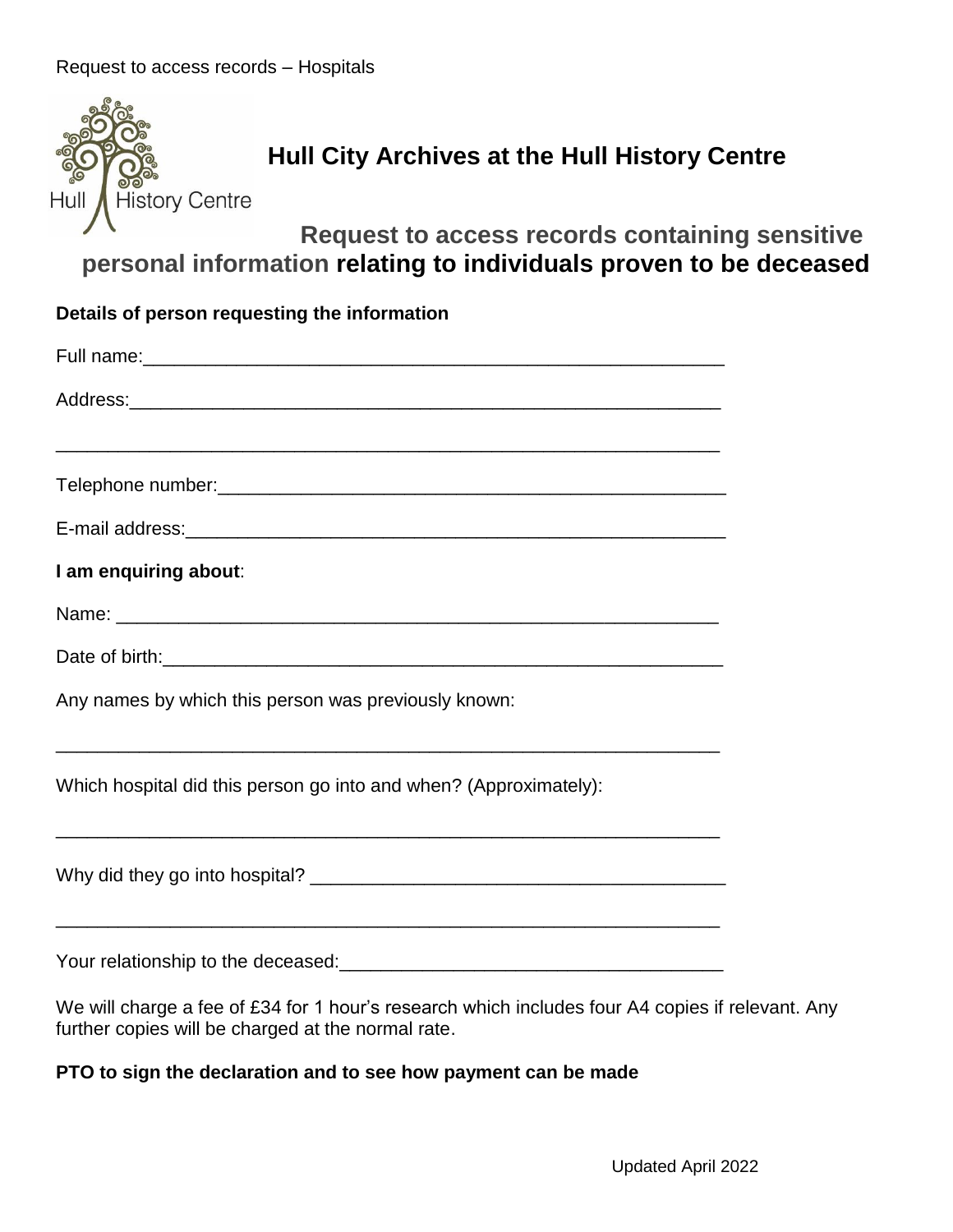Request to access records – Hospitals

Hull History Centre

# Hull City Archives at the Hull History Centre

## Request to access records containing sensitive personal information relating to individuals proven to be deceased

**Details of person requesting the information**

Full name:_______________________________________________________

Address:_________________________________________________________

_______________________________________________________________

Telephone number:_________________________________________________

E-mail address:____________________________________________________

**I am enquiring about**:

Name: __________________________________________________________

Date of birth:_____________________________________________________

Any names by which this person was previously known:

_______________________________________________________________

Which hospital did this person go into and when? (Approximately):

_______________________________________________________________

Why did they go into hospital? ________________________________________

_______________________________________________________________

Your relationship to the deceased:______________________________________

We will charge a fee of £34 for 1 hour's research which includes four A4 copies if relevant. Any further copies will be charged at the normal rate.

**PTO to sign the declaration and to see how payment can be made**

Updated April 2022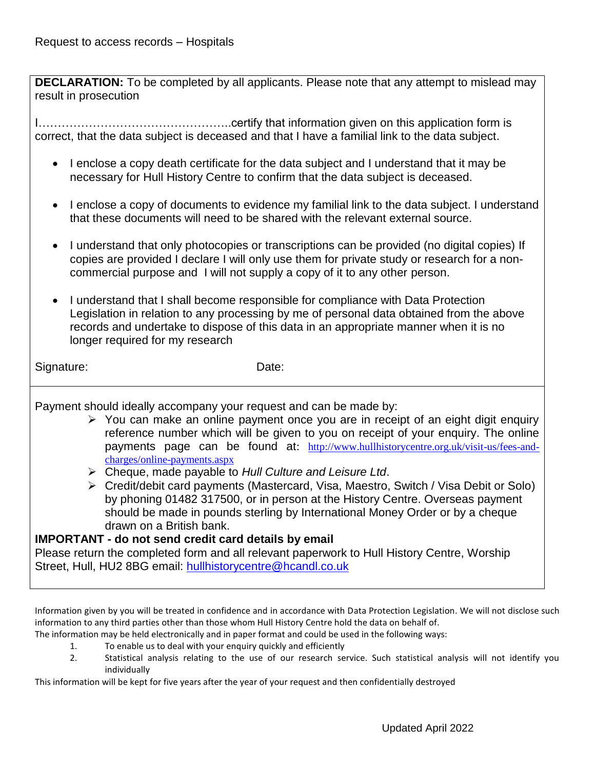Request to access records – Hospitals

**DECLARATION:** To be completed by all applicants. Please note that any attempt to mislead may result in prosecution

I…………………………………………..certify that information given on this application form is correct, that the data subject is deceased and that I have a familial link to the data subject.

- I enclose a copy death certificate for the data subject and I understand that it may be necessary for Hull History Centre to confirm that the data subject is deceased.
- I enclose a copy of documents to evidence my familial link to the data subject. I understand that these documents will need to be shared with the relevant external source.
- I understand that only photocopies or transcriptions can be provided (no digital copies) If copies are provided I declare I will only use them for private study or research for a non-commercial purpose and I will not supply a copy of it to any other person.
- I understand that I shall become responsible for compliance with Data Protection Legislation in relation to any processing by me of personal data obtained from the above records and undertake to dispose of this data in an appropriate manner when it is no longer required for my research

Signature: Date:

Payment should ideally accompany your request and can be made by:

- You can make an online payment once you are in receipt of an eight digit enquiry reference number which will be given to you on receipt of your enquiry. The online payments page can be found at: http://www.hullhistorycentre.org.uk/visit-us/fees-and-charges/online-payments.aspx
- Cheque, made payable to *Hull Culture and Leisure Ltd*.
- Credit/debit card payments (Mastercard, Visa, Maestro, Switch / Visa Debit or Solo) by phoning 01482 317500, or in person at the History Centre. Overseas payment should be made in pounds sterling by International Money Order or by a cheque drawn on a British bank.

**IMPORTANT - do not send credit card details by email**

Please return the completed form and all relevant paperwork to Hull History Centre, Worship Street, Hull, HU2 8BG email: hullhistorycentre@hcandl.co.uk

Information given by you will be treated in confidence and in accordance with Data Protection Legislation. We will not disclose such information to any third parties other than those whom Hull History Centre hold the data on behalf of.

The information may be held electronically and in paper format and could be used in the following ways:

1. To enable us to deal with your enquiry quickly and efficiently
2. Statistical analysis relating to the use of our research service. Such statistical analysis will not identify you individually

This information will be kept for five years after the year of your request and then confidentially destroyed

Updated April 2022